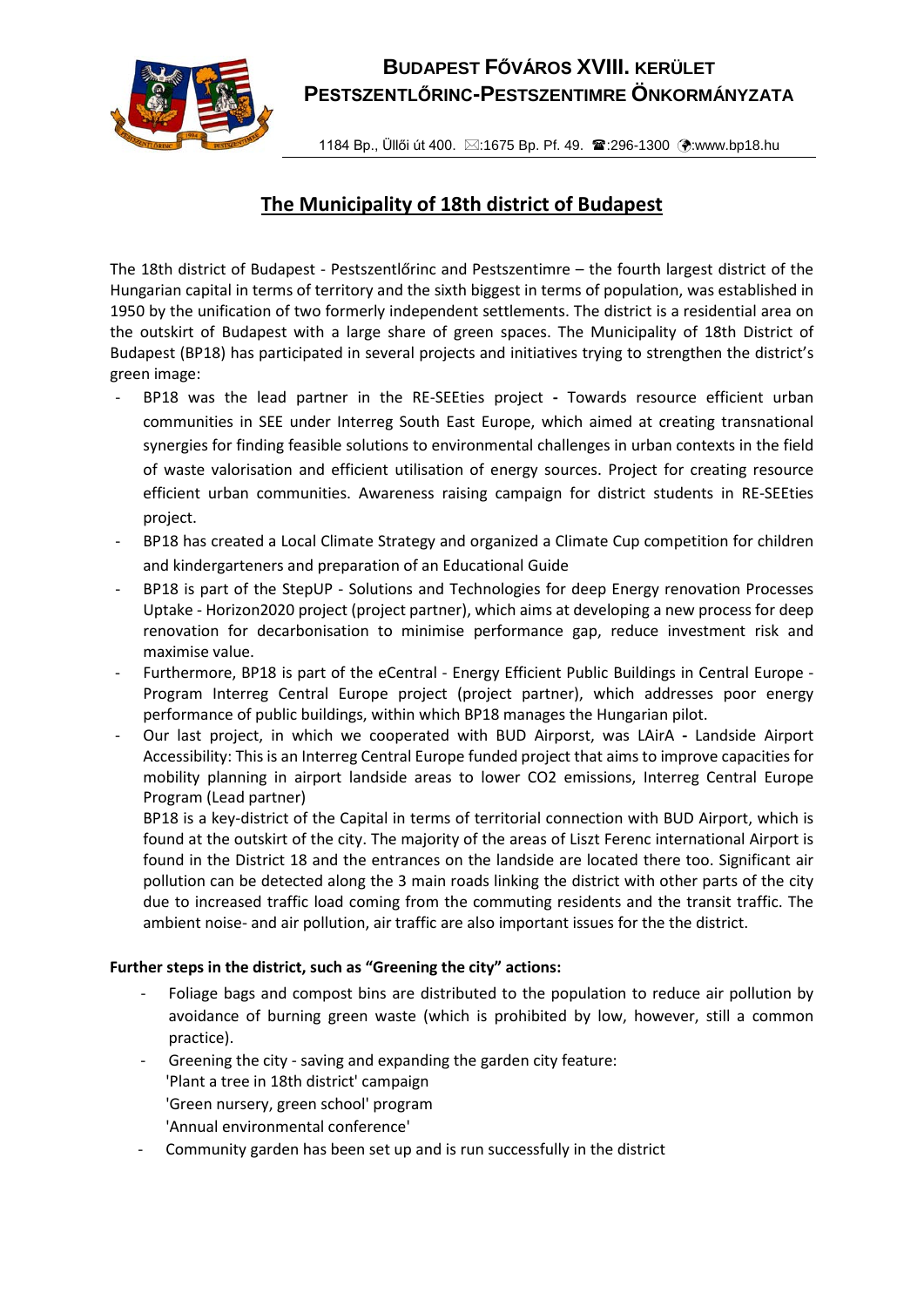**BUDAPEST FŐVÁROS XVIII. KERÜLET**
**PESTSZENTLŐRINC-PESTSZENTIMRE ÖNKORMÁNYZATA**

1184 Bp., Üllői út 400. ✉:1675 Bp. Pf. 49. ☎:296-1300 :www.bp18.hu

# The Municipality of 18th district of Budapest

The 18th district of Budapest - Pestszentlőrinc and Pestszentimre – the fourth largest district of the Hungarian capital in terms of territory and the sixth biggest in terms of population, was established in 1950 by the unification of two formerly independent settlements. The district is a residential area on the outskirt of Budapest with a large share of green spaces. The Municipality of 18th District of Budapest (BP18) has participated in several projects and initiatives trying to strengthen the district's green image:

- BP18 was the lead partner in the RE-SEEties project **-** Towards resource efficient urban communities in SEE under Interreg South East Europe, which aimed at creating transnational synergies for finding feasible solutions to environmental challenges in urban contexts in the field of waste valorisation and efficient utilisation of energy sources. Project for creating resource efficient urban communities. Awareness raising campaign for district students in RE-SEEties project.
- BP18 has created a Local Climate Strategy and organized a Climate Cup competition for children and kindergarteners and preparation of an Educational Guide
- BP18 is part of the StepUP - Solutions and Technologies for deep Energy renovation Processes Uptake - Horizon2020 project (project partner), which aims at developing a new process for deep renovation for decarbonisation to minimise performance gap, reduce investment risk and maximise value.
- Furthermore, BP18 is part of the eCentral - Energy Efficient Public Buildings in Central Europe - Program Interreg Central Europe project (project partner), which addresses poor energy performance of public buildings, within which BP18 manages the Hungarian pilot.
- Our last project, in which we cooperated with BUD Airporst, was LAirA **-** Landside Airport Accessibility: This is an Interreg Central Europe funded project that aims to improve capacities for mobility planning in airport landside areas to lower $CO_2$ emissions, Interreg Central Europe Program (Lead partner)

  BP18 is a key-district of the Capital in terms of territorial connection with BUD Airport, which is found at the outskirt of the city. The majority of the areas of Liszt Ferenc international Airport is found in the District 18 and the entrances on the landside are located there too. Significant air pollution can be detected along the 3 main roads linking the district with other parts of the city due to increased traffic load coming from the commuting residents and the transit traffic. The ambient noise- and air pollution, air traffic are also important issues for the the district.

**Further steps in the district, such as "Greening the city" actions:**

- Foliage bags and compost bins are distributed to the population to reduce air pollution by avoidance of burning green waste (which is prohibited by low, however, still a common practice).
- Greening the city - saving and expanding the garden city feature:
  'Plant a tree in 18th district' campaign
  'Green nursery, green school' program
  'Annual environmental conference'
- Community garden has been set up and is run successfully in the district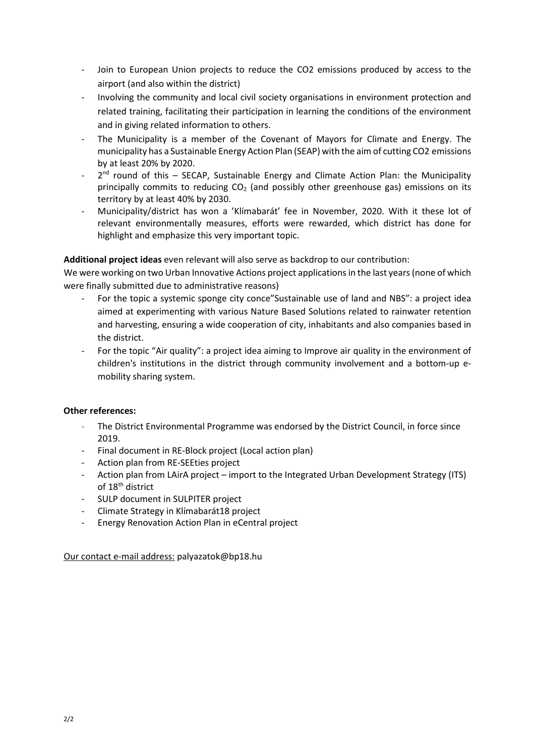- Join to European Union projects to reduce the CO2 emissions produced by access to the airport (and also within the district)
- Involving the community and local civil society organisations in environment protection and related training, facilitating their participation in learning the conditions of the environment and in giving related information to others.
- The Municipality is a member of the Covenant of Mayors for Climate and Energy. The municipality has a Sustainable Energy Action Plan (SEAP) with the aim of cutting CO2 emissions by at least 20% by 2020.
- 2nd round of this – SECAP, Sustainable Energy and Climate Action Plan: the Municipality principally commits to reducing $CO_2$ (and possibly other greenhouse gas) emissions on its territory by at least 40% by 2030.
- Municipality/district has won a 'Klímabarát' fee in November, 2020. With it these lot of relevant environmentally measures, efforts were rewarded, which district has done for highlight and emphasize this very important topic.

**Additional project ideas** even relevant will also serve as backdrop to our contribution:

We were working on two Urban Innovative Actions project applications in the last years (none of which were finally submitted due to administrative reasons)

- For the topic a systemic sponge city conce"Sustainable use of land and NBS": a project idea aimed at experimenting with various Nature Based Solutions related to rainwater retention and harvesting, ensuring a wide cooperation of city, inhabitants and also companies based in the district.
- For the topic "Air quality": a project idea aiming to Improve air quality in the environment of children's institutions in the district through community involvement and a bottom-up e-mobility sharing system.

**Other references:**

- The District Environmental Programme was endorsed by the District Council, in force since 2019.
- Final document in RE-Block project (Local action plan)
- Action plan from RE-SEEties project
- Action plan from LAirA project – import to the Integrated Urban Development Strategy (ITS) of 18th district
- SULP document in SULPITER project
- Climate Strategy in Klímabarát18 project
- Energy Renovation Action Plan in eCentral project

Our contact e-mail address: palyazatok@bp18.hu